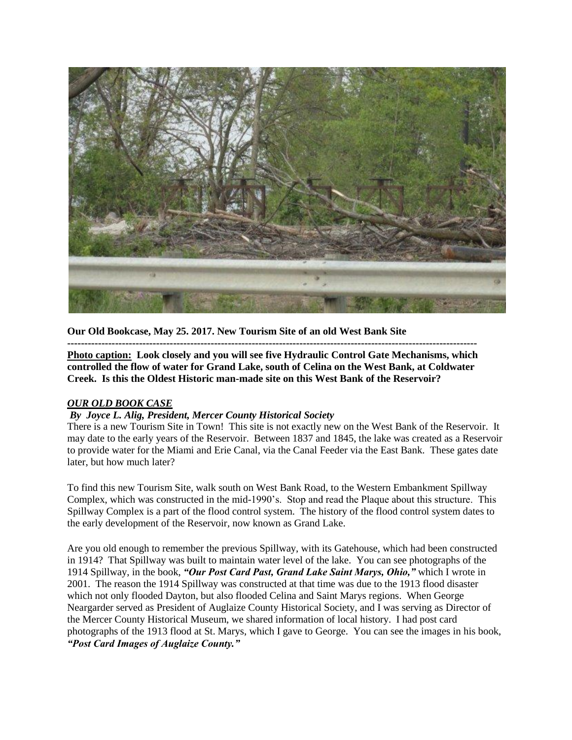**Our Old Bookcase, May 25. 2017. New Tourism Site of an old West Bank Site**

---

**<u>Photo caption:</u> Look closely and you will see five Hydraulic Control Gate Mechanisms, which controlled the flow of water for Grand Lake, south of Celina on the West Bank, at Coldwater Creek. Is this the Oldest Historic man-made site on this West Bank of the Reservoir?**

***<u>OUR OLD BOOK CASE</u>***

***By Joyce L. Alig, President, Mercer County Historical Society***

There is a new Tourism Site in Town! This site is not exactly new on the West Bank of the Reservoir. It may date to the early years of the Reservoir. Between 1837 and 1845, the lake was created as a Reservoir to provide water for the Miami and Erie Canal, via the Canal Feeder via the East Bank. These gates date later, but how much later?

To find this new Tourism Site, walk south on West Bank Road, to the Western Embankment Spillway Complex, which was constructed in the mid-1990's. Stop and read the Plaque about this structure. This Spillway Complex is a part of the flood control system. The history of the flood control system dates to the early development of the Reservoir, now known as Grand Lake.

Are you old enough to remember the previous Spillway, with its Gatehouse, which had been constructed in 1914? That Spillway was built to maintain water level of the lake. You can see photographs of the 1914 Spillway, in the book, ***"Our Post Card Past, Grand Lake Saint Marys, Ohio,"*** which I wrote in 2001. The reason the 1914 Spillway was constructed at that time was due to the 1913 flood disaster which not only flooded Dayton, but also flooded Celina and Saint Marys regions. When George Neargarder served as President of Auglaize County Historical Society, and I was serving as Director of the Mercer County Historical Museum, we shared information of local history. I had post card photographs of the 1913 flood at St. Marys, which I gave to George. You can see the images in his book, ***"Post Card Images of Auglaize County."***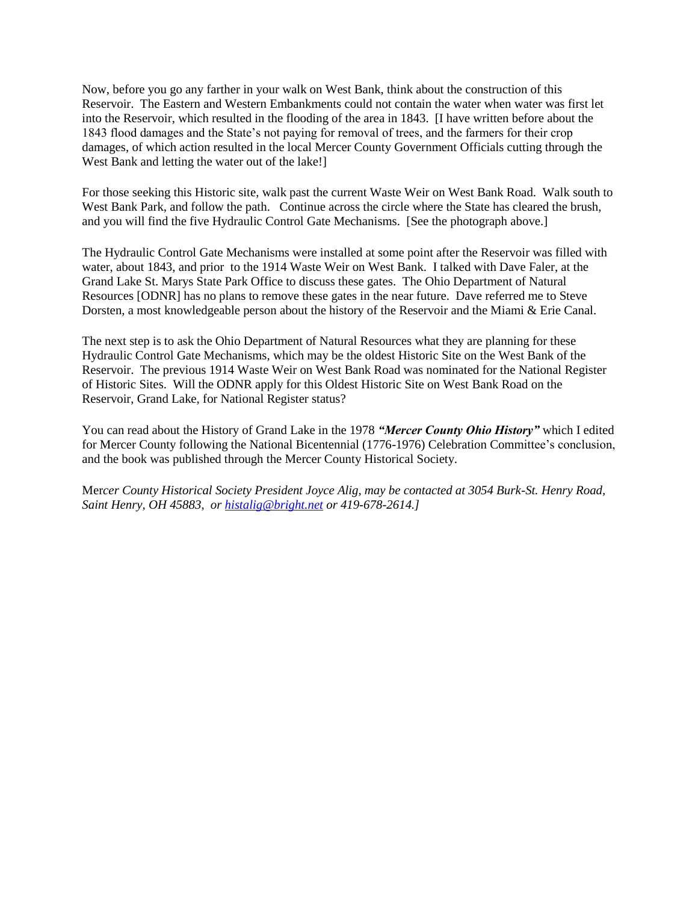Now, before you go any farther in your walk on West Bank, think about the construction of this Reservoir. The Eastern and Western Embankments could not contain the water when water was first let into the Reservoir, which resulted in the flooding of the area in 1843. [I have written before about the 1843 flood damages and the State's not paying for removal of trees, and the farmers for their crop damages, of which action resulted in the local Mercer County Government Officials cutting through the West Bank and letting the water out of the lake!]

For those seeking this Historic site, walk past the current Waste Weir on West Bank Road. Walk south to West Bank Park, and follow the path. Continue across the circle where the State has cleared the brush, and you will find the five Hydraulic Control Gate Mechanisms. [See the photograph above.]

The Hydraulic Control Gate Mechanisms were installed at some point after the Reservoir was filled with water, about 1843, and prior to the 1914 Waste Weir on West Bank. I talked with Dave Faler, at the Grand Lake St. Marys State Park Office to discuss these gates. The Ohio Department of Natural Resources [ODNR] has no plans to remove these gates in the near future. Dave referred me to Steve Dorsten, a most knowledgeable person about the history of the Reservoir and the Miami & Erie Canal.

The next step is to ask the Ohio Department of Natural Resources what they are planning for these Hydraulic Control Gate Mechanisms, which may be the oldest Historic Site on the West Bank of the Reservoir. The previous 1914 Waste Weir on West Bank Road was nominated for the National Register of Historic Sites. Will the ODNR apply for this Oldest Historic Site on West Bank Road on the Reservoir, Grand Lake, for National Register status?

You can read about the History of Grand Lake in the 1978 ***"Mercer County Ohio History"*** which I edited for Mercer County following the National Bicentennial (1776-1976) Celebration Committee's conclusion, and the book was published through the Mercer County Historical Society.

Mer*cer County Historical Society President Joyce Alig, may be contacted at 3054 Burk-St. Henry Road, Saint Henry, OH 45883, or histalig@bright.net or 419-678-2614.]*